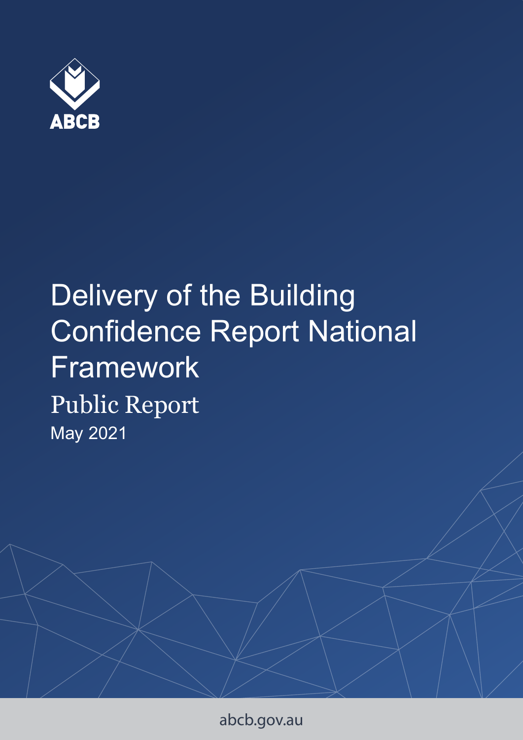ABCB

# Delivery of the Building Confidence Report National Framework

## Public Report

May 2021

abcb.gov.au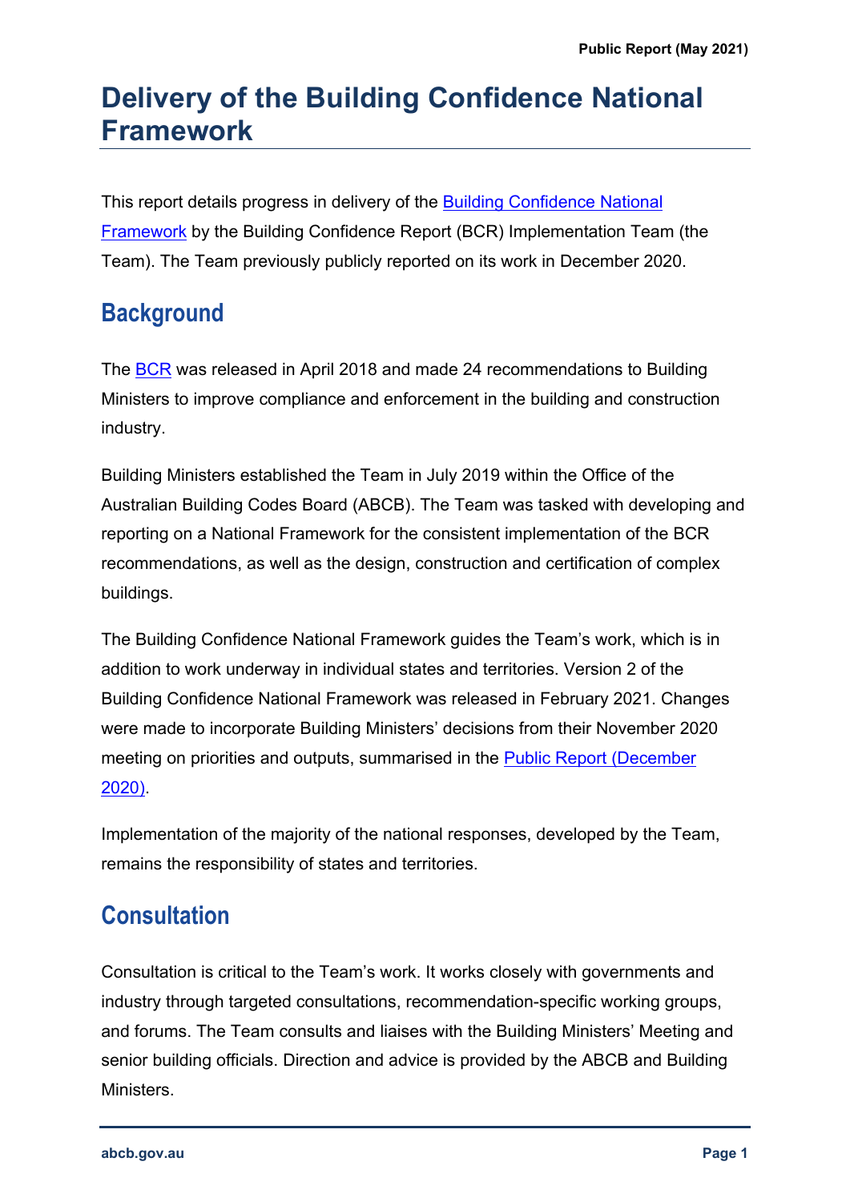# Delivery of the Building Confidence National Framework

This report details progress in delivery of the [Building Confidence National Framework]() by the Building Confidence Report (BCR) Implementation Team (the Team). The Team previously publicly reported on its work in December 2020.

## Background

The [BCR]() was released in April 2018 and made 24 recommendations to Building Ministers to improve compliance and enforcement in the building and construction industry.

Building Ministers established the Team in July 2019 within the Office of the Australian Building Codes Board (ABCB). The Team was tasked with developing and reporting on a National Framework for the consistent implementation of the BCR recommendations, as well as the design, construction and certification of complex buildings.

The Building Confidence National Framework guides the Team's work, which is in addition to work underway in individual states and territories. Version 2 of the Building Confidence National Framework was released in February 2021. Changes were made to incorporate Building Ministers' decisions from their November 2020 meeting on priorities and outputs, summarised in the [Public Report (December 2020)]().

Implementation of the majority of the national responses, developed by the Team, remains the responsibility of states and territories.

## Consultation

Consultation is critical to the Team's work. It works closely with governments and industry through targeted consultations, recommendation-specific working groups, and forums. The Team consults and liaises with the Building Ministers' Meeting and senior building officials. Direction and advice is provided by the ABCB and Building Ministers.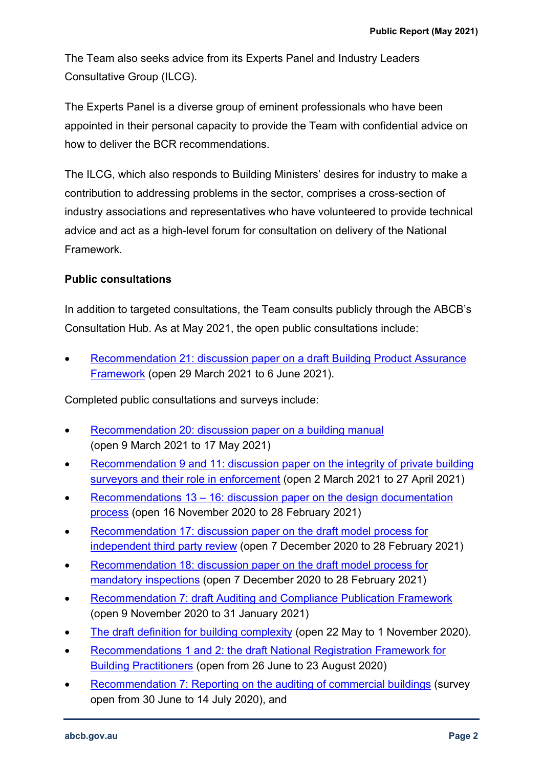The Team also seeks advice from its Experts Panel and Industry Leaders Consultative Group (ILCG).

The Experts Panel is a diverse group of eminent professionals who have been appointed in their personal capacity to provide the Team with confidential advice on how to deliver the BCR recommendations.

The ILCG, which also responds to Building Ministers' desires for industry to make a contribution to addressing problems in the sector, comprises a cross-section of industry associations and representatives who have volunteered to provide technical advice and act as a high-level forum for consultation on delivery of the National Framework.

**Public consultations**

In addition to targeted consultations, the Team consults publicly through the ABCB's Consultation Hub. As at May 2021, the open public consultations include:

- Recommendation 21: discussion paper on a draft Building Product Assurance Framework (open 29 March 2021 to 6 June 2021).

Completed public consultations and surveys include:

- Recommendation 20: discussion paper on a building manual (open 9 March 2021 to 17 May 2021)
- Recommendation 9 and 11: discussion paper on the integrity of private building surveyors and their role in enforcement (open 2 March 2021 to 27 April 2021)
- Recommendations 13 – 16: discussion paper on the design documentation process (open 16 November 2020 to 28 February 2021)
- Recommendation 17: discussion paper on the draft model process for independent third party review (open 7 December 2020 to 28 February 2021)
- Recommendation 18: discussion paper on the draft model process for mandatory inspections (open 7 December 2020 to 28 February 2021)
- Recommendation 7: draft Auditing and Compliance Publication Framework (open 9 November 2020 to 31 January 2021)
- The draft definition for building complexity (open 22 May to 1 November 2020).
- Recommendations 1 and 2: the draft National Registration Framework for Building Practitioners (open from 26 June to 23 August 2020)
- Recommendation 7: Reporting on the auditing of commercial buildings (survey open from 30 June to 14 July 2020), and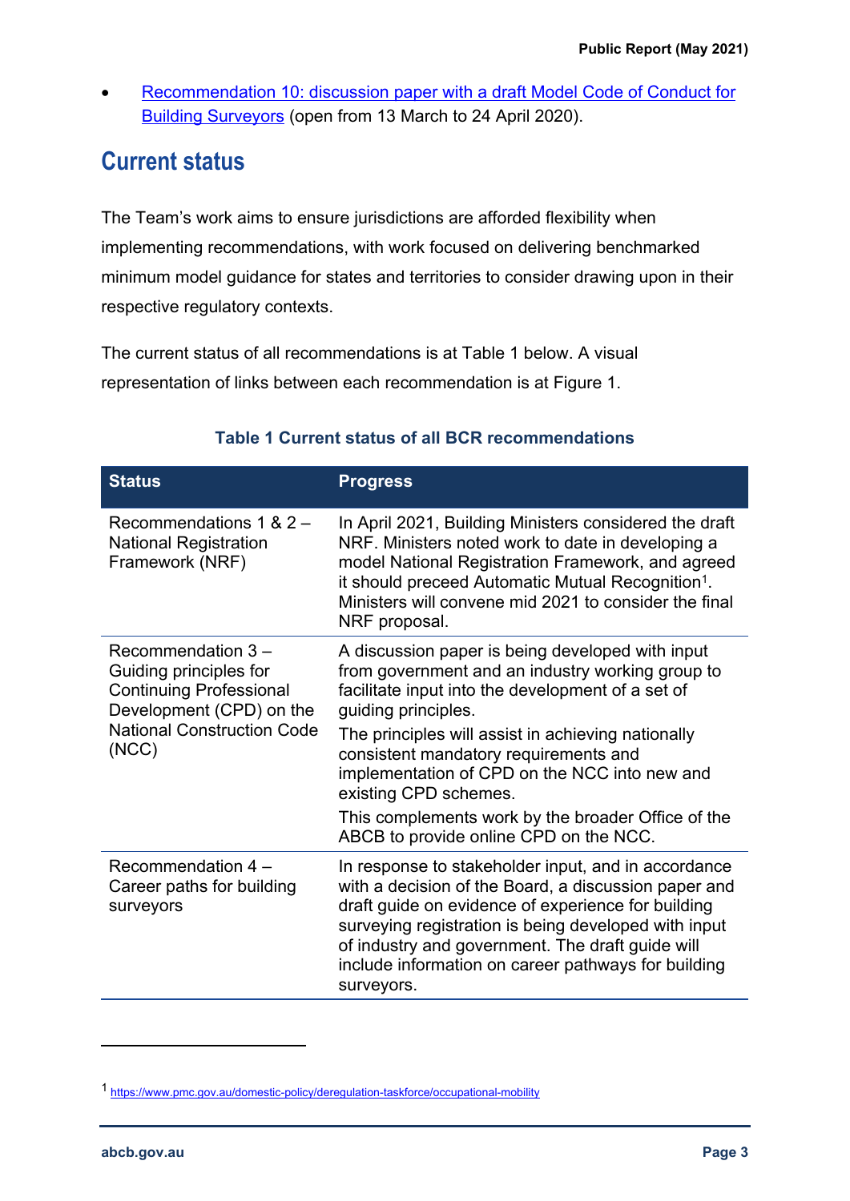- [Recommendation 10: discussion paper with a draft Model Code of Conduct for Building Surveyors](#) (open from 13 March to 24 April 2020).

## Current status

The Team's work aims to ensure jurisdictions are afforded flexibility when implementing recommendations, with work focused on delivering benchmarked minimum model guidance for states and territories to consider drawing upon in their respective regulatory contexts.

The current status of all recommendations is at Table 1 below. A visual representation of links between each recommendation is at Figure 1.

**Table 1 Current status of all BCR recommendations**

| Status | Progress |
|---|---|
| Recommendations 1 & 2 – National Registration Framework (NRF) | In April 2021, Building Ministers considered the draft NRF. Ministers noted work to date in developing a model National Registration Framework, and agreed it should preceed Automatic Mutual Recognition[1]. Ministers will convene mid 2021 to consider the final NRF proposal. |
| Recommendation 3 – Guiding principles for Continuing Professional Development (CPD) on the National Construction Code (NCC) | A discussion paper is being developed with input from government and an industry working group to facilitate input into the development of a set of guiding principles.<br>The principles will assist in achieving nationally consistent mandatory requirements and implementation of CPD on the NCC into new and existing CPD schemes.<br>This complements work by the broader Office of the ABCB to provide online CPD on the NCC. |
| Recommendation 4 – Career paths for building surveyors | In response to stakeholder input, and in accordance with a decision of the Board, a discussion paper and draft guide on evidence of experience for building surveying registration is being developed with input of industry and government. The draft guide will include information on career pathways for building surveyors. |

[1] https://www.pmc.gov.au/domestic-policy/deregulation-taskforce/occupational-mobility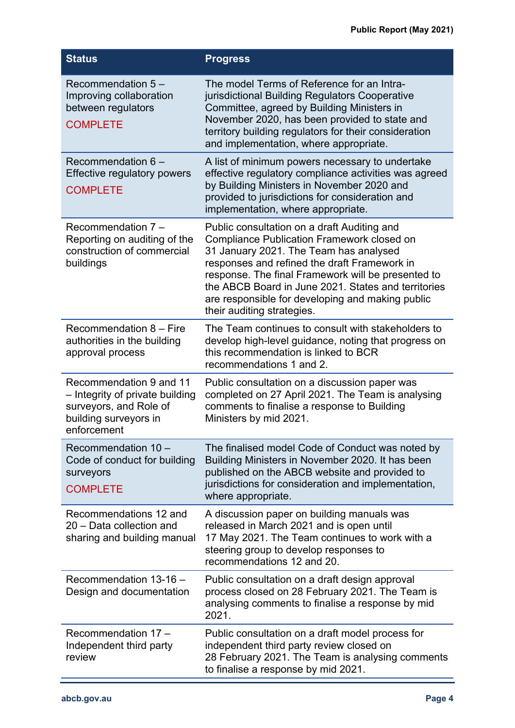| Status | Progress |
|---|---|
| Recommendation 5 – Improving collaboration between regulators COMPLETE | The model Terms of Reference for an Intra-jurisdictional Building Regulators Cooperative Committee, agreed by Building Ministers in November 2020, has been provided to state and territory building regulators for their consideration and implementation, where appropriate. |
| Recommendation 6 – Effective regulatory powers COMPLETE | A list of minimum powers necessary to undertake effective regulatory compliance activities was agreed by Building Ministers in November 2020 and provided to jurisdictions for consideration and implementation, where appropriate. |
| Recommendation 7 – Reporting on auditing of the construction of commercial buildings | Public consultation on a draft Auditing and Compliance Publication Framework closed on 31 January 2021. The Team has analysed responses and refined the draft Framework in response. The final Framework will be presented to the ABCB Board in June 2021. States and territories are responsible for developing and making public their auditing strategies. |
| Recommendation 8 – Fire authorities in the building approval process | The Team continues to consult with stakeholders to develop high-level guidance, noting that progress on this recommendation is linked to BCR recommendations 1 and 2. |
| Recommendation 9 and 11 – Integrity of private building surveyors, and Role of building surveyors in enforcement | Public consultation on a discussion paper was completed on 27 April 2021. The Team is analysing comments to finalise a response to Building Ministers by mid 2021. |
| Recommendation 10 – Code of conduct for building surveyors COMPLETE | The finalised model Code of Conduct was noted by Building Ministers in November 2020. It has been published on the ABCB website and provided to jurisdictions for consideration and implementation, where appropriate. |
| Recommendations 12 and 20 – Data collection and sharing and building manual | A discussion paper on building manuals was released in March 2021 and is open until 17 May 2021. The Team continues to work with a steering group to develop responses to recommendations 12 and 20. |
| Recommendation 13-16 – Design and documentation | Public consultation on a draft design approval process closed on 28 February 2021. The Team is analysing comments to finalise a response by mid 2021. |
| Recommendation 17 – Independent third party review | Public consultation on a draft model process for independent third party review closed on 28 February 2021. The Team is analysing comments to finalise a response by mid 2021. |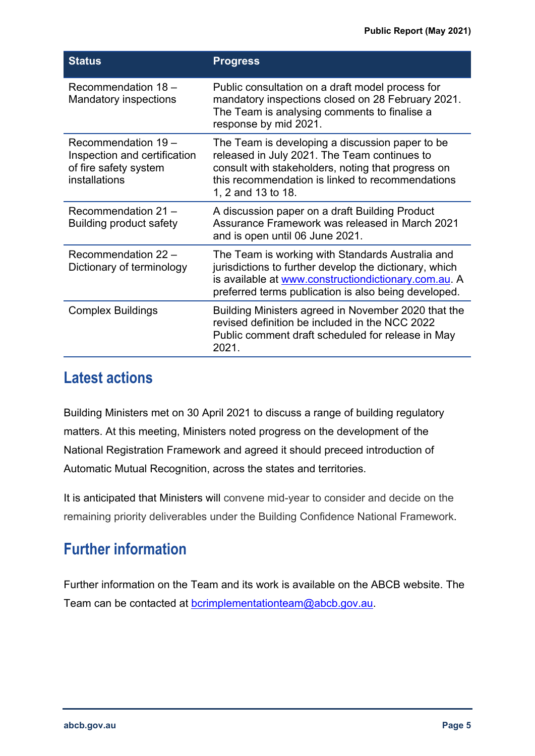| Status | Progress |
| --- | --- |
| Recommendation 18 – Mandatory inspections | Public consultation on a draft model process for mandatory inspections closed on 28 February 2021. The Team is analysing comments to finalise a response by mid 2021. |
| Recommendation 19 – Inspection and certification of fire safety system installations | The Team is developing a discussion paper to be released in July 2021. The Team continues to consult with stakeholders, noting that progress on this recommendation is linked to recommendations 1, 2 and 13 to 18. |
| Recommendation 21 – Building product safety | A discussion paper on a draft Building Product Assurance Framework was released in March 2021 and is open until 06 June 2021. |
| Recommendation 22 – Dictionary of terminology | The Team is working with Standards Australia and jurisdictions to further develop the dictionary, which is available at www.constructiondictionary.com.au. A preferred terms publication is also being developed. |
| Complex Buildings | Building Ministers agreed in November 2020 that the revised definition be included in the NCC 2022 Public comment draft scheduled for release in May 2021. |

## Latest actions

Building Ministers met on 30 April 2021 to discuss a range of building regulatory matters. At this meeting, Ministers noted progress on the development of the National Registration Framework and agreed it should preceed introduction of Automatic Mutual Recognition, across the states and territories.

It is anticipated that Ministers will convene mid-year to consider and decide on the remaining priority deliverables under the Building Confidence National Framework.

## Further information

Further information on the Team and its work is available on the ABCB website. The Team can be contacted at bcrimplementationteam@abcb.gov.au.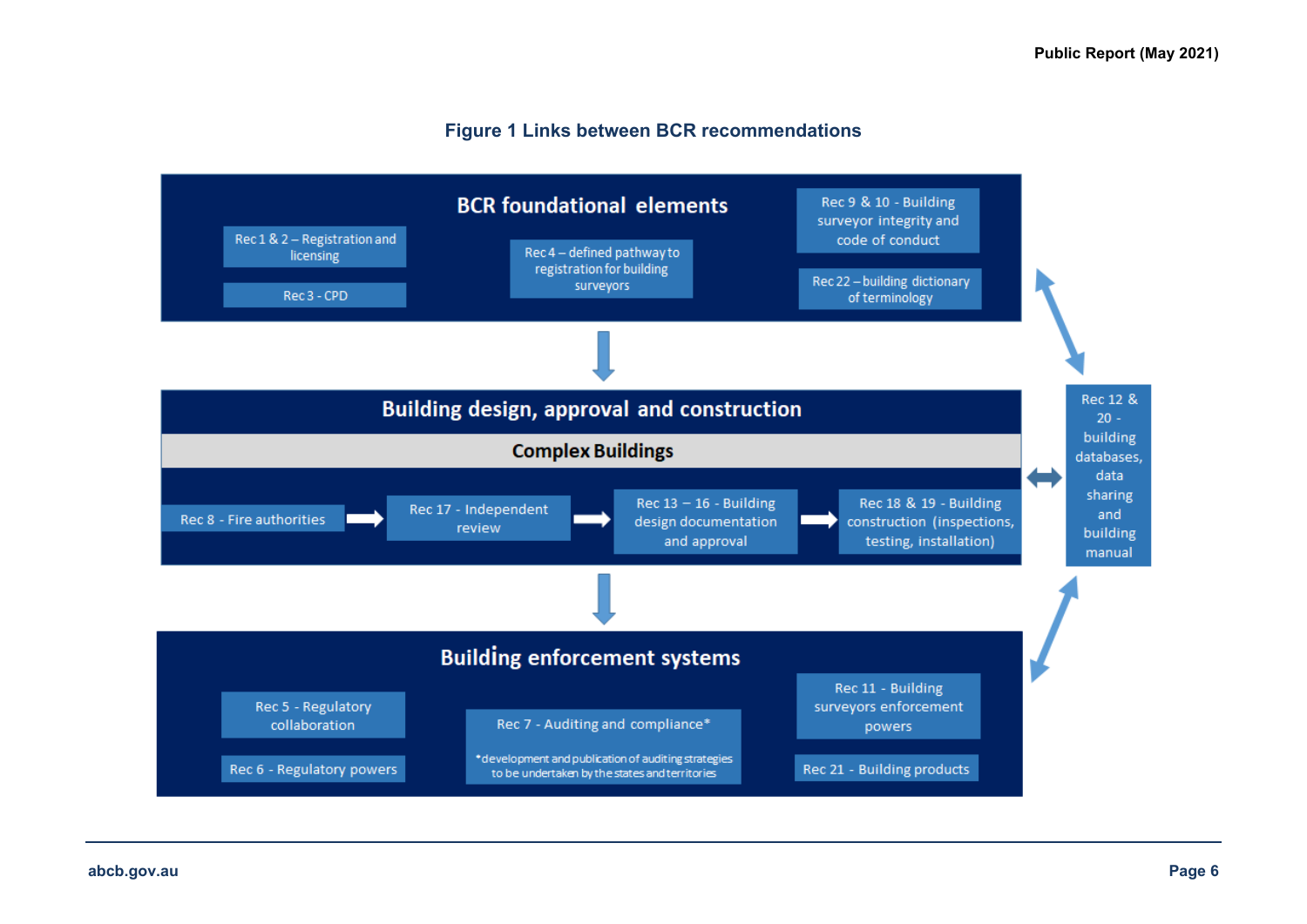**Figure 1 Links between BCR recommendations**

BCR foundational elements

Rec 1 & 2 – Registration and licensing

Rec 3 - CPD

Rec 4 – defined pathway to registration for building surveyors

Rec 9 & 10 - Building surveyor integrity and code of conduct

Rec 22 – building dictionary of terminology

Building design, approval and construction

Complex Buildings

Rec 8 - Fire authorities

Rec 17 - Independent review

Rec 13 – 16 - Building design documentation and approval

Rec 18 & 19 - Building construction (inspections, testing, installation)

Rec 12 & 20 - building databases, data sharing and building manual

Building enforcement systems

Rec 5 - Regulatory collaboration

Rec 6 - Regulatory powers

Rec 7 - Auditing and compliance*

*development and publication of auditing strategies to be undertaken by the states and territories

Rec 11 - Building surveyors enforcement powers

Rec 21 - Building products